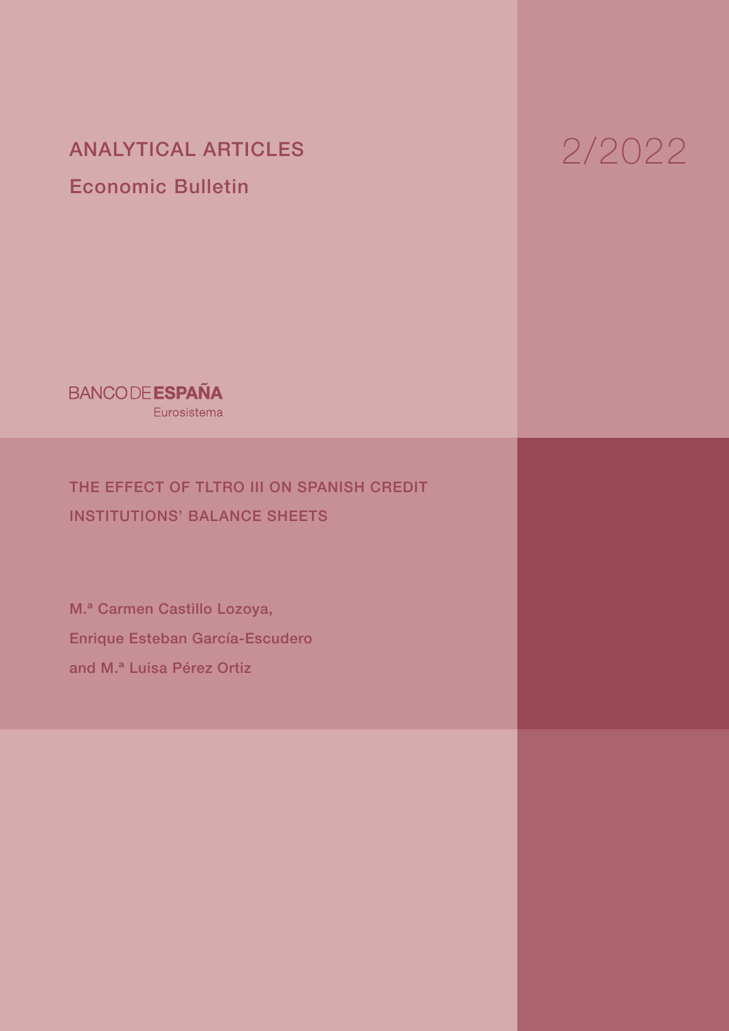ANALYTICAL ARTICLES

Economic Bulletin

2/2022

BANCO DE ESPAÑA
Eurosistema

# THE EFFECT OF TLTRO III ON SPANISH CREDIT INSTITUTIONS' BALANCE SHEETS

M.ª Carmen Castillo Lozoya,
Enrique Esteban García-Escudero
and M.ª Luisa Pérez Ortiz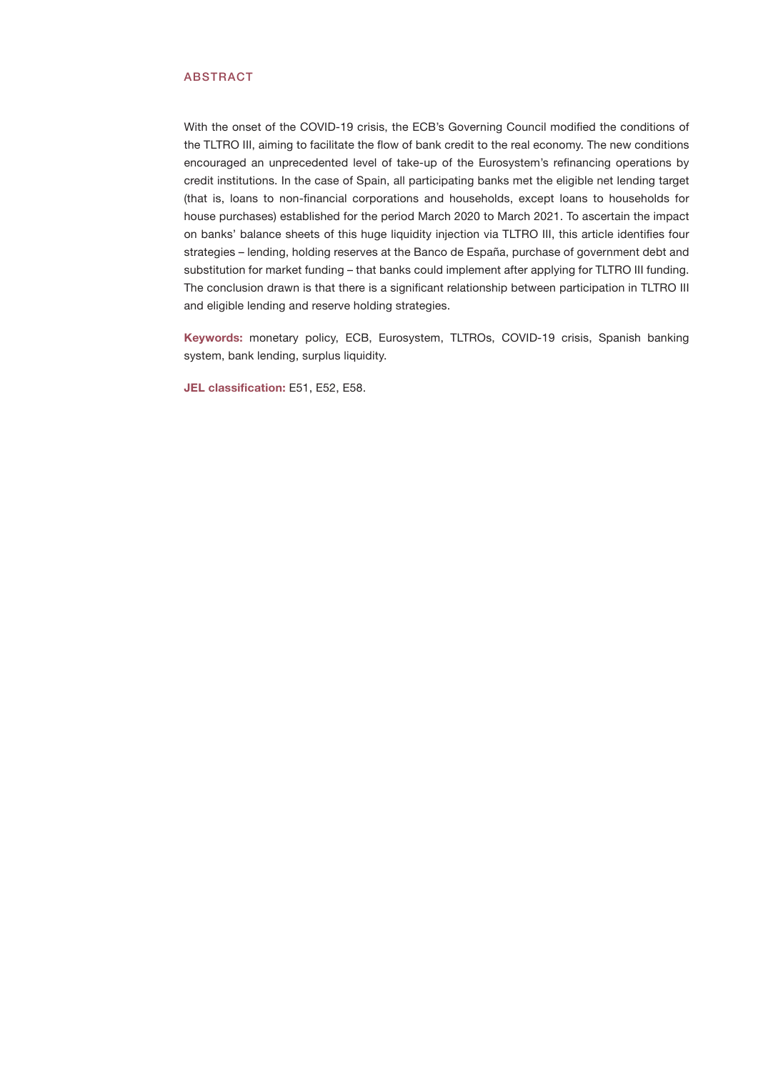## ABSTRACT

With the onset of the COVID-19 crisis, the ECB's Governing Council modified the conditions of the TLTRO III, aiming to facilitate the flow of bank credit to the real economy. The new conditions encouraged an unprecedented level of take-up of the Eurosystem's refinancing operations by credit institutions. In the case of Spain, all participating banks met the eligible net lending target (that is, loans to non-financial corporations and households, except loans to households for house purchases) established for the period March 2020 to March 2021. To ascertain the impact on banks' balance sheets of this huge liquidity injection via TLTRO III, this article identifies four strategies – lending, holding reserves at the Banco de España, purchase of government debt and substitution for market funding – that banks could implement after applying for TLTRO III funding. The conclusion drawn is that there is a significant relationship between participation in TLTRO III and eligible lending and reserve holding strategies.

**Keywords:** monetary policy, ECB, Eurosystem, TLTROs, COVID-19 crisis, Spanish banking system, bank lending, surplus liquidity.

**JEL classification:** E51, E52, E58.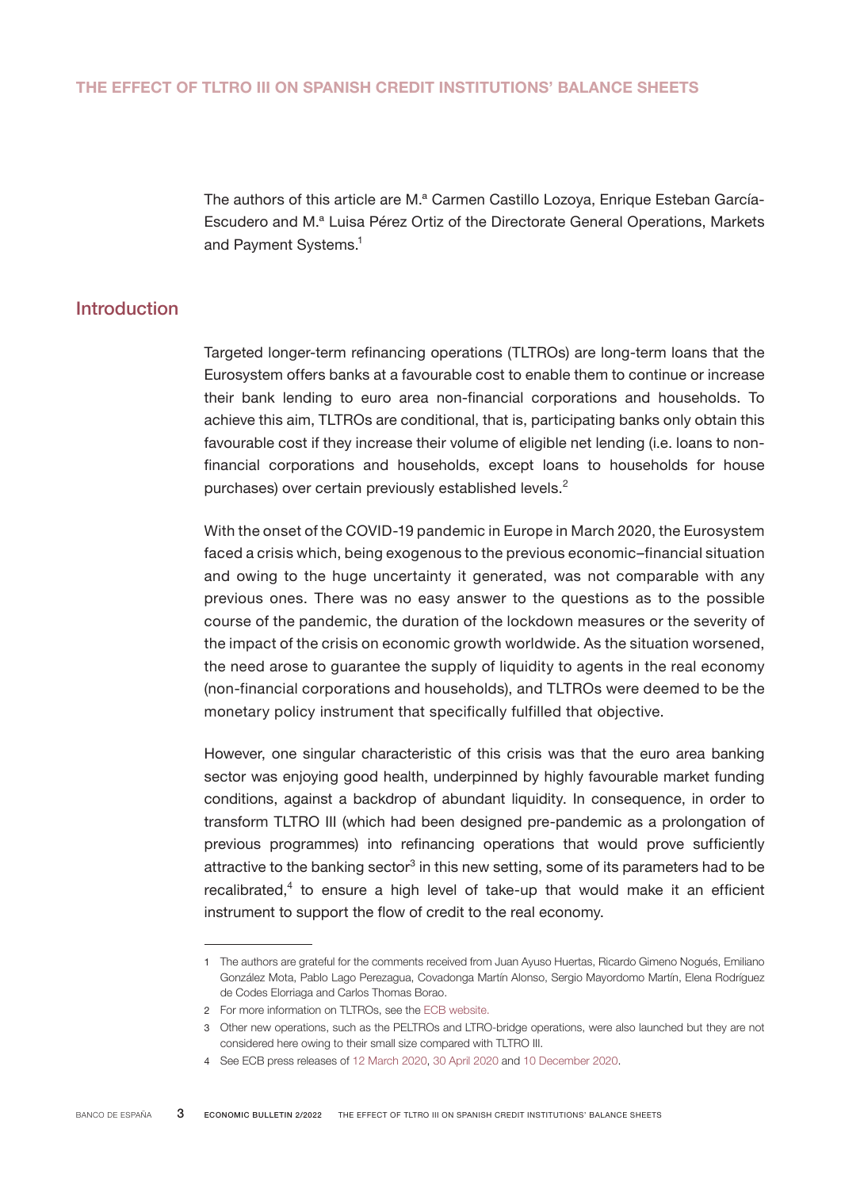# THE EFFECT OF TLTRO III ON SPANISH CREDIT INSTITUTIONS' BALANCE SHEETS

The authors of this article are M.ª Carmen Castillo Lozoya, Enrique Esteban García-Escudero and M.ª Luisa Pérez Ortiz of the Directorate General Operations, Markets and Payment Systems.[1]

## Introduction

Targeted longer-term refinancing operations (TLTROs) are long-term loans that the Eurosystem offers banks at a favourable cost to enable them to continue or increase their bank lending to euro area non-financial corporations and households. To achieve this aim, TLTROs are conditional, that is, participating banks only obtain this favourable cost if they increase their volume of eligible net lending (i.e. loans to non-financial corporations and households, except loans to households for house purchases) over certain previously established levels.[2]

With the onset of the COVID-19 pandemic in Europe in March 2020, the Eurosystem faced a crisis which, being exogenous to the previous economic–financial situation and owing to the huge uncertainty it generated, was not comparable with any previous ones. There was no easy answer to the questions as to the possible course of the pandemic, the duration of the lockdown measures or the severity of the impact of the crisis on economic growth worldwide. As the situation worsened, the need arose to guarantee the supply of liquidity to agents in the real economy (non-financial corporations and households), and TLTROs were deemed to be the monetary policy instrument that specifically fulfilled that objective.

However, one singular characteristic of this crisis was that the euro area banking sector was enjoying good health, underpinned by highly favourable market funding conditions, against a backdrop of abundant liquidity. In consequence, in order to transform TLTRO III (which had been designed pre-pandemic as a prolongation of previous programmes) into refinancing operations that would prove sufficiently attractive to the banking sector[3] in this new setting, some of its parameters had to be recalibrated,[4] to ensure a high level of take-up that would make it an efficient instrument to support the flow of credit to the real economy.

---

1 The authors are grateful for the comments received from Juan Ayuso Huertas, Ricardo Gimeno Nogués, Emiliano González Mota, Pablo Lago Perezagua, Covadonga Martín Alonso, Sergio Mayordomo Martín, Elena Rodríguez de Codes Elorriaga and Carlos Thomas Borao.

2 For more information on TLTROs, see the ECB website.

3 Other new operations, such as the PELTROs and LTRO-bridge operations, were also launched but they are not considered here owing to their small size compared with TLTRO III.

4 See ECB press releases of 12 March 2020, 30 April 2020 and 10 December 2020.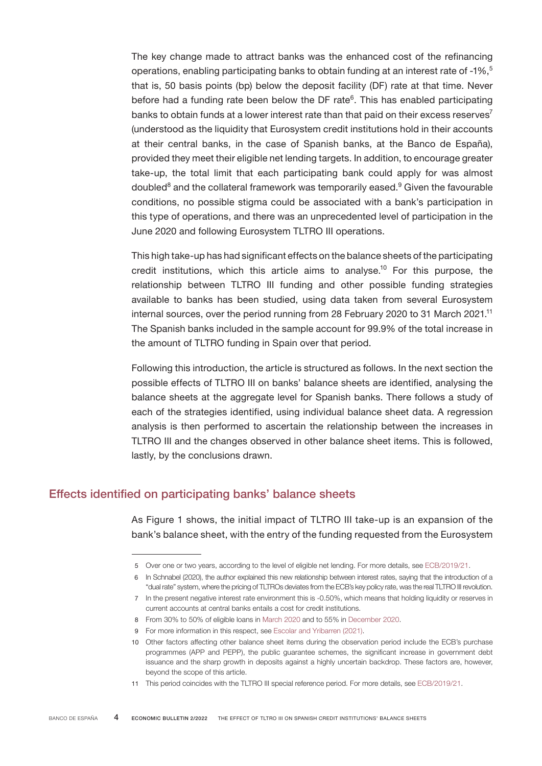The key change made to attract banks was the enhanced cost of the refinancing operations, enabling participating banks to obtain funding at an interest rate of -1%,[5] that is, 50 basis points (bp) below the deposit facility (DF) rate at that time. Never before had a funding rate been below the DF rate[6]. This has enabled participating banks to obtain funds at a lower interest rate than that paid on their excess reserves[7] (understood as the liquidity that Eurosystem credit institutions hold in their accounts at their central banks, in the case of Spanish banks, at the Banco de España), provided they meet their eligible net lending targets. In addition, to encourage greater take-up, the total limit that each participating bank could apply for was almost doubled[8] and the collateral framework was temporarily eased.[9] Given the favourable conditions, no possible stigma could be associated with a bank's participation in this type of operations, and there was an unprecedented level of participation in the June 2020 and following Eurosystem TLTRO III operations.

This high take-up has had significant effects on the balance sheets of the participating credit institutions, which this article aims to analyse.[10] For this purpose, the relationship between TLTRO III funding and other possible funding strategies available to banks has been studied, using data taken from several Eurosystem internal sources, over the period running from 28 February 2020 to 31 March 2021.[11] The Spanish banks included in the sample account for 99.9% of the total increase in the amount of TLTRO funding in Spain over that period.

Following this introduction, the article is structured as follows. In the next section the possible effects of TLTRO III on banks' balance sheets are identified, analysing the balance sheets at the aggregate level for Spanish banks. There follows a study of each of the strategies identified, using individual balance sheet data. A regression analysis is then performed to ascertain the relationship between the increases in TLTRO III and the changes observed in other balance sheet items. This is followed, lastly, by the conclusions drawn.

## Effects identified on participating banks' balance sheets

As Figure 1 shows, the initial impact of TLTRO III take-up is an expansion of the bank's balance sheet, with the entry of the funding requested from the Eurosystem

---

5 Over one or two years, according to the level of eligible net lending. For more details, see ECB/2019/21.

6 In Schnabel (2020), the author explained this new relationship between interest rates, saying that the introduction of a "dual rate" system, where the pricing of TLTROs deviates from the ECB's key policy rate, was the real TLTRO III revolution.

7 In the present negative interest rate environment this is -0.50%, which means that holding liquidity or reserves in current accounts at central banks entails a cost for credit institutions.

8 From 30% to 50% of eligible loans in March 2020 and to 55% in December 2020.

9 For more information in this respect, see Escolar and Yribarren (2021).

10 Other factors affecting other balance sheet items during the observation period include the ECB's purchase programmes (APP and PEPP), the public guarantee schemes, the significant increase in government debt issuance and the sharp growth in deposits against a highly uncertain backdrop. These factors are, however, beyond the scope of this article.

11 This period coincides with the TLTRO III special reference period. For more details, see ECB/2019/21.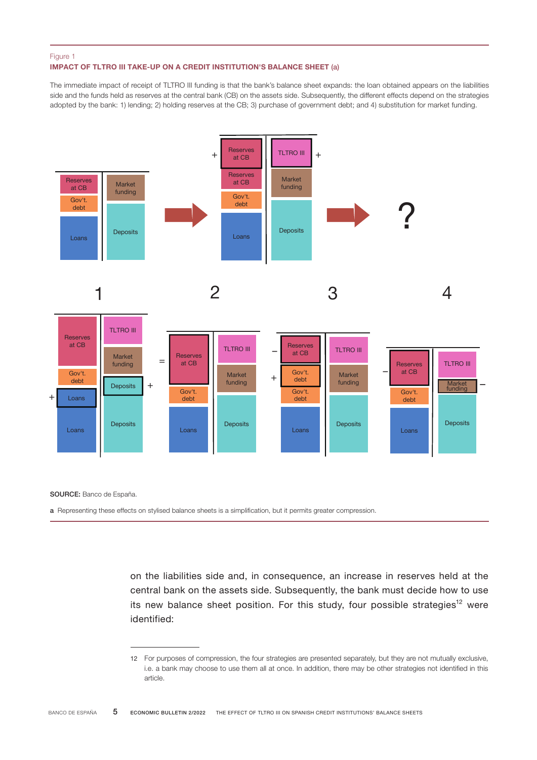Figure 1

**IMPACT OF TLTRO III TAKE-UP ON A CREDIT INSTITUTION'S BALANCE SHEET (a)**

The immediate impact of receipt of TLTRO III funding is that the bank's balance sheet expands: the loan obtained appears on the liabilities side and the funds held as reserves at the central bank (CB) on the assets side. Subsequently, the different effects depend on the strategies adopted by the bank: 1) lending; 2) holding reserves at the CB; 3) purchase of government debt; and 4) substitution for market funding.

**SOURCE:** Banco de España.

a Representing these effects on stylised balance sheets is a simplification, but it permits greater compression.

on the liabilities side and, in consequence, an increase in reserves held at the central bank on the assets side. Subsequently, the bank must decide how to use its new balance sheet position. For this study, four possible strategies[12] were identified:

12 For purposes of compression, the four strategies are presented separately, but they are not mutually exclusive, i.e. a bank may choose to use them all at once. In addition, there may be other strategies not identified in this article.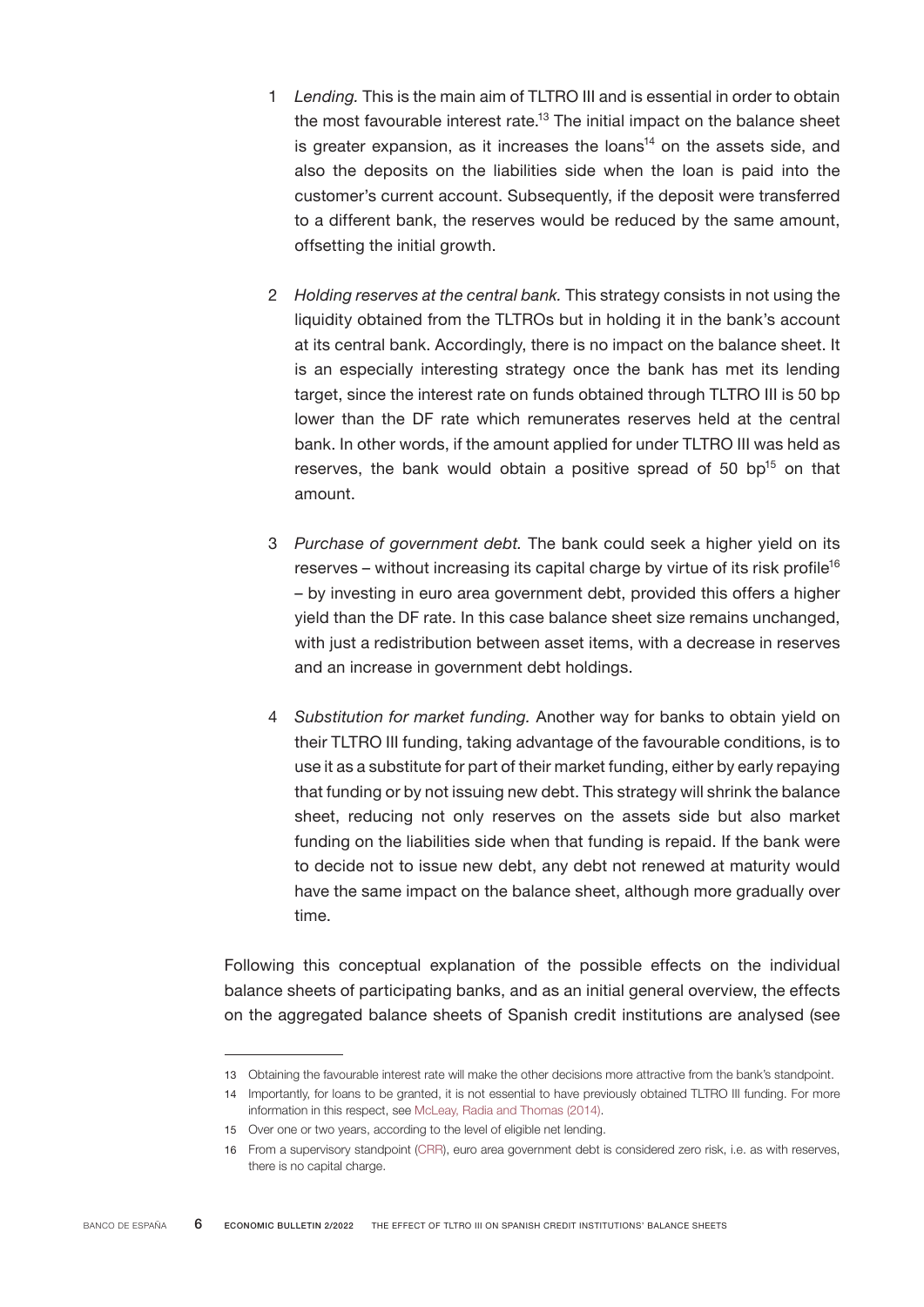1. *Lending.* This is the main aim of TLTRO III and is essential in order to obtain the most favourable interest rate.[13] The initial impact on the balance sheet is greater expansion, as it increases the loans[14] on the assets side, and also the deposits on the liabilities side when the loan is paid into the customer's current account. Subsequently, if the deposit were transferred to a different bank, the reserves would be reduced by the same amount, offsetting the initial growth.

2. *Holding reserves at the central bank.* This strategy consists in not using the liquidity obtained from the TLTROs but in holding it in the bank's account at its central bank. Accordingly, there is no impact on the balance sheet. It is an especially interesting strategy once the bank has met its lending target, since the interest rate on funds obtained through TLTRO III is 50 bp lower than the DF rate which remunerates reserves held at the central bank. In other words, if the amount applied for under TLTRO III was held as reserves, the bank would obtain a positive spread of 50 bp[15] on that amount.

3. *Purchase of government debt.* The bank could seek a higher yield on its reserves – without increasing its capital charge by virtue of its risk profile[16] – by investing in euro area government debt, provided this offers a higher yield than the DF rate. In this case balance sheet size remains unchanged, with just a redistribution between asset items, with a decrease in reserves and an increase in government debt holdings.

4. *Substitution for market funding.* Another way for banks to obtain yield on their TLTRO III funding, taking advantage of the favourable conditions, is to use it as a substitute for part of their market funding, either by early repaying that funding or by not issuing new debt. This strategy will shrink the balance sheet, reducing not only reserves on the assets side but also market funding on the liabilities side when that funding is repaid. If the bank were to decide not to issue new debt, any debt not renewed at maturity would have the same impact on the balance sheet, although more gradually over time.

Following this conceptual explanation of the possible effects on the individual balance sheets of participating banks, and as an initial general overview, the effects on the aggregated balance sheets of Spanish credit institutions are analysed (see

---

13 Obtaining the favourable interest rate will make the other decisions more attractive from the bank's standpoint.

14 Importantly, for loans to be granted, it is not essential to have previously obtained TLTRO III funding. For more information in this respect, see McLeay, Radia and Thomas (2014).

15 Over one or two years, according to the level of eligible net lending.

16 From a supervisory standpoint (CRR), euro area government debt is considered zero risk, i.e. as with reserves, there is no capital charge.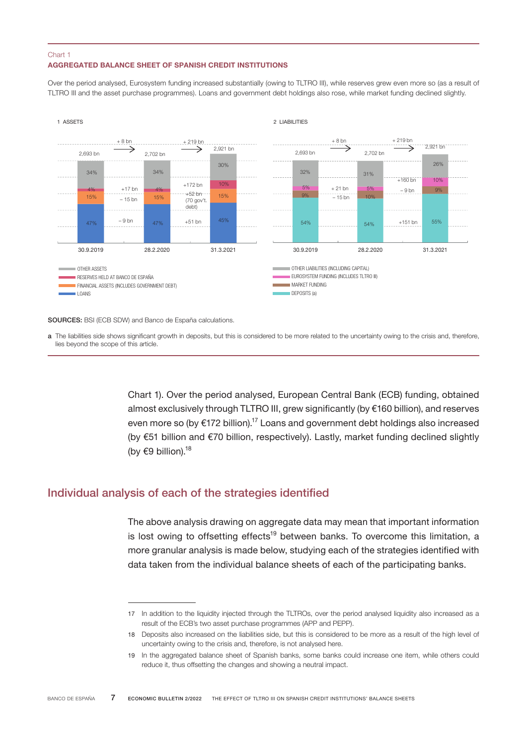Chart 1
**AGGREGATED BALANCE SHEET OF SPANISH CREDIT INSTITUTIONS**

Over the period analysed, Eurosystem funding increased substantially (owing to TLTRO III), while reserves grew even more so (as a result of TLTRO III and the asset purchase programmes). Loans and government debt holdings also rose, while market funding declined slightly.

1 ASSETS

| | 30.9.2019 | Change | 28.2.2020 | Change | 31.3.2021 |
|---|---|---|---|---|---|
| Total | 2,693 bn | + 8 bn | 2,702 bn | + 219 bn | 2,921 bn |
| Other assets | 34% | | 34% | | 30% |
| Reserves held at Banco de España | 4% | +17 bn | 4% | +172 bn | 10% |
| Financial assets (includes government debt) | 15% | − 15 bn | 15% | +52 bn (70 gov't. debt) | 15% |
| Loans | 47% | − 9 bn | 47% | +51 bn | 45% |

2 LIABILITIES

| | 30.9.2019 | Change | 28.2.2020 | Change | 31.3.2021 |
|---|---|---|---|---|---|
| Total | 2,693 bn | + 8 bn | 2,702 bn | + 219 bn | 2,921 bn |
| Other liabilities (including capital) | 32% | | 31% | | 26% |
| Eurosystem funding (includes TLTRO III) | 5% | + 21 bn | 5% | +160 bn | 10% |
| Market funding | 9% | − 15 bn | 10% | − 9 bn | 9% |
| Deposits (a) | 54% | | 54% | +151 bn | 55% |

**SOURCES:** BSI (ECB SDW) and Banco de España calculations.

**a** The liabilities side shows significant growth in deposits, but this is considered to be more related to the uncertainty owing to the crisis and, therefore, lies beyond the scope of this article.

Chart 1). Over the period analysed, European Central Bank (ECB) funding, obtained almost exclusively through TLTRO III, grew significantly (by €160 billion), and reserves even more so (by €172 billion).[17] Loans and government debt holdings also increased (by €51 billion and €70 billion, respectively). Lastly, market funding declined slightly (by €9 billion).[18]

## Individual analysis of each of the strategies identified

The above analysis drawing on aggregate data may mean that important information is lost owing to offsetting effects[19] between banks. To overcome this limitation, a more granular analysis is made below, studying each of the strategies identified with data taken from the individual balance sheets of each of the participating banks.

17 In addition to the liquidity injected through the TLTROs, over the period analysed liquidity also increased as a result of the ECB's two asset purchase programmes (APP and PEPP).

18 Deposits also increased on the liabilities side, but this is considered to be more as a result of the high level of uncertainty owing to the crisis and, therefore, is not analysed here.

19 In the aggregated balance sheet of Spanish banks, some banks could increase one item, while others could reduce it, thus offsetting the changes and showing a neutral impact.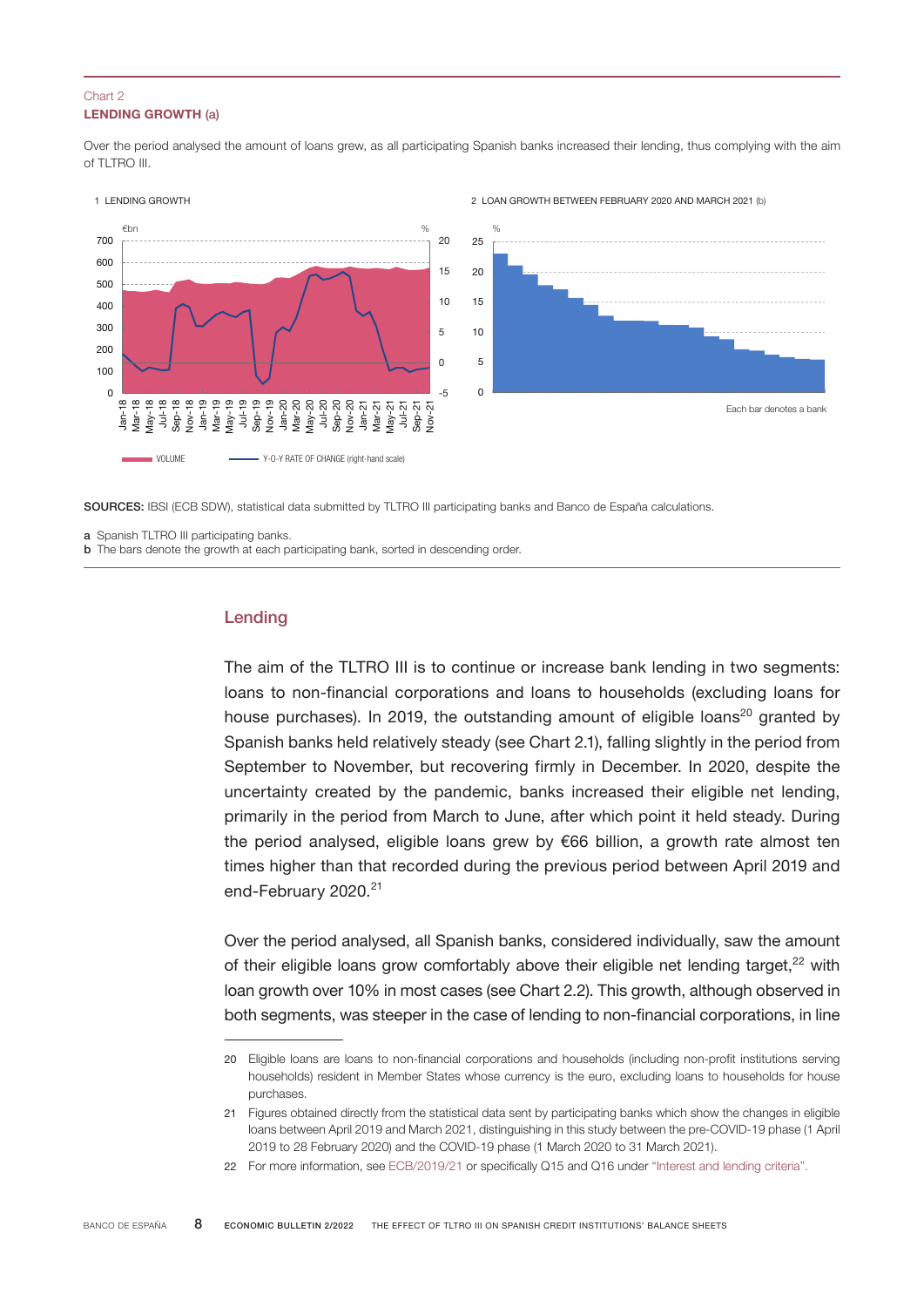Chart 2
**LENDING GROWTH (a)**

Over the period analysed the amount of loans grew, as all participating Spanish banks increased their lending, thus complying with the aim of TLTRO III.

1 LENDING GROWTH

2 LOAN GROWTH BETWEEN FEBRUARY 2020 AND MARCH 2021 (b)

Each bar denotes a bank

VOLUME — Y-O-Y RATE OF CHANGE (right-hand scale)

**SOURCES:** IBSI (ECB SDW), statistical data submitted by TLTRO III participating banks and Banco de España calculations.

**a** Spanish TLTRO III participating banks.
**b** The bars denote the growth at each participating bank, sorted in descending order.

## Lending

The aim of the TLTRO III is to continue or increase bank lending in two segments: loans to non-financial corporations and loans to households (excluding loans for house purchases). In 2019, the outstanding amount of eligible loans[20] granted by Spanish banks held relatively steady (see Chart 2.1), falling slightly in the period from September to November, but recovering firmly in December. In 2020, despite the uncertainty created by the pandemic, banks increased their eligible net lending, primarily in the period from March to June, after which point it held steady. During the period analysed, eligible loans grew by €66 billion, a growth rate almost ten times higher than that recorded during the previous period between April 2019 and end-February 2020.[21]

Over the period analysed, all Spanish banks, considered individually, saw the amount of their eligible loans grow comfortably above their eligible net lending target,[22] with loan growth over 10% in most cases (see Chart 2.2). This growth, although observed in both segments, was steeper in the case of lending to non-financial corporations, in line

---

20 Eligible loans are loans to non-financial corporations and households (including non-profit institutions serving households) resident in Member States whose currency is the euro, excluding loans to households for house purchases.

21 Figures obtained directly from the statistical data sent by participating banks which show the changes in eligible loans between April 2019 and March 2021, distinguishing in this study between the pre-COVID-19 phase (1 April 2019 to 28 February 2020) and the COVID-19 phase (1 March 2020 to 31 March 2021).

22 For more information, see ECB/2019/21 or specifically Q15 and Q16 under "Interest and lending criteria".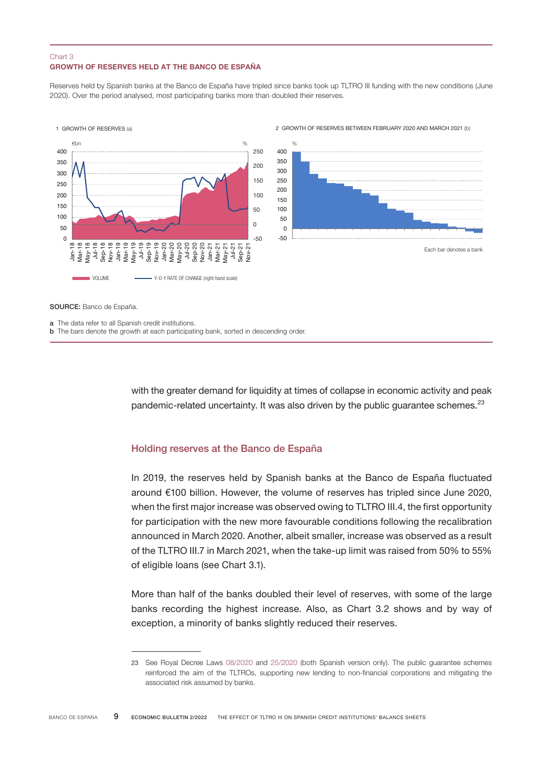Chart 3

**GROWTH OF RESERVES HELD AT THE BANCO DE ESPAÑA**

Reserves held by Spanish banks at the Banco de España have tripled since banks took up TLTRO III funding with the new conditions (June 2020). Over the period analysed, most participating banks more than doubled their reserves.

1 GROWTH OF RESERVES (a)

2 GROWTH OF RESERVES BETWEEN FEBRUARY 2020 AND MARCH 2021 (b)

Each bar denotes a bank

**SOURCE:** Banco de España.

**a** The data refer to all Spanish credit institutions.
**b** The bars denote the growth at each participating bank, sorted in descending order.

with the greater demand for liquidity at times of collapse in economic activity and peak pandemic-related uncertainty. It was also driven by the public guarantee schemes.[23]

## Holding reserves at the Banco de España

In 2019, the reserves held by Spanish banks at the Banco de España fluctuated around €100 billion. However, the volume of reserves has tripled since June 2020, when the first major increase was observed owing to TLTRO III.4, the first opportunity for participation with the new more favourable conditions following the recalibration announced in March 2020. Another, albeit smaller, increase was observed as a result of the TLTRO III.7 in March 2021, when the take-up limit was raised from 50% to 55% of eligible loans (see Chart 3.1).

More than half of the banks doubled their level of reserves, with some of the large banks recording the highest increase. Also, as Chart 3.2 shows and by way of exception, a minority of banks slightly reduced their reserves.

23 See Royal Decree Laws 08/2020 and 25/2020 (both Spanish version only). The public guarantee schemes reinforced the aim of the TLTROs, supporting new lending to non-financial corporations and mitigating the associated risk assumed by banks.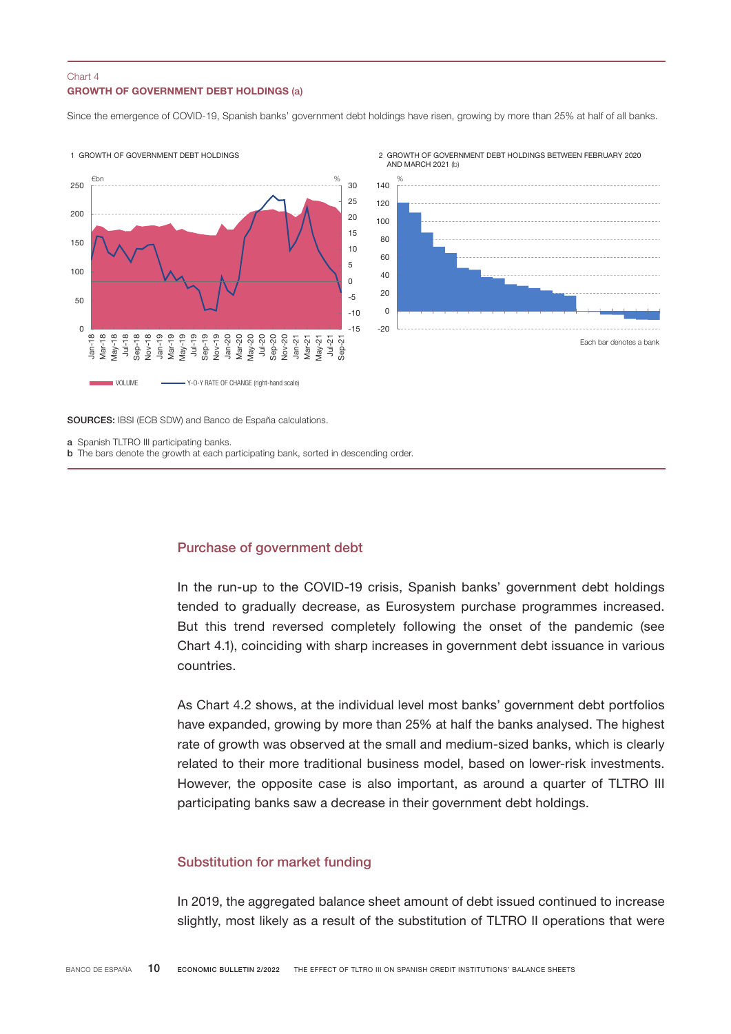Chart 4
**GROWTH OF GOVERNMENT DEBT HOLDINGS (a)**

Since the emergence of COVID-19, Spanish banks' government debt holdings have risen, growing by more than 25% at half of all banks.

1 GROWTH OF GOVERNMENT DEBT HOLDINGS

2 GROWTH OF GOVERNMENT DEBT HOLDINGS BETWEEN FEBRUARY 2020 AND MARCH 2021 (b)

Each bar denotes a bank

VOLUME — Y-O-Y RATE OF CHANGE (right-hand scale)

**SOURCES:** IBSI (ECB SDW) and Banco de España calculations.

**a** Spanish TLTRO III participating banks.
**b** The bars denote the growth at each participating bank, sorted in descending order.

## Purchase of government debt

In the run-up to the COVID-19 crisis, Spanish banks' government debt holdings tended to gradually decrease, as Eurosystem purchase programmes increased. But this trend reversed completely following the onset of the pandemic (see Chart 4.1), coinciding with sharp increases in government debt issuance in various countries.

As Chart 4.2 shows, at the individual level most banks' government debt portfolios have expanded, growing by more than 25% at half the banks analysed. The highest rate of growth was observed at the small and medium-sized banks, which is clearly related to their more traditional business model, based on lower-risk investments. However, the opposite case is also important, as around a quarter of TLTRO III participating banks saw a decrease in their government debt holdings.

## Substitution for market funding

In 2019, the aggregated balance sheet amount of debt issued continued to increase slightly, most likely as a result of the substitution of TLTRO II operations that were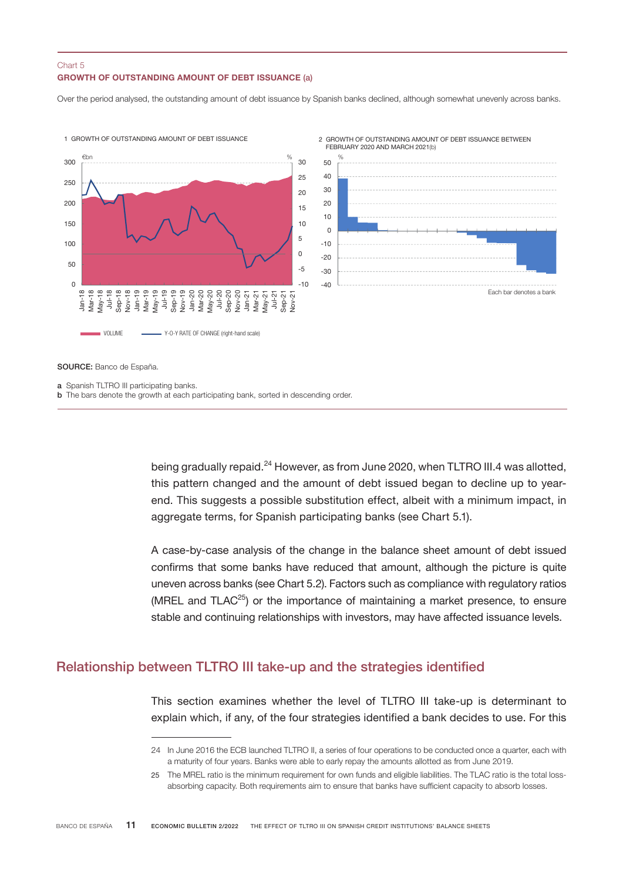Chart 5
**GROWTH OF OUTSTANDING AMOUNT OF DEBT ISSUANCE (a)**

Over the period analysed, the outstanding amount of debt issuance by Spanish banks declined, although somewhat unevenly across banks.

1 GROWTH OF OUTSTANDING AMOUNT OF DEBT ISSUANCE

2 GROWTH OF OUTSTANDING AMOUNT OF DEBT ISSUANCE BETWEEN FEBRUARY 2020 AND MARCH 2021(b)

VOLUME — Y-O-Y RATE OF CHANGE (right-hand scale)

Each bar denotes a bank

**SOURCE:** Banco de España.

a Spanish TLTRO III participating banks.
b The bars denote the growth at each participating bank, sorted in descending order.

being gradually repaid.[24] However, as from June 2020, when TLTRO III.4 was allotted, this pattern changed and the amount of debt issued began to decline up to year-end. This suggests a possible substitution effect, albeit with a minimum impact, in aggregate terms, for Spanish participating banks (see Chart 5.1).

A case-by-case analysis of the change in the balance sheet amount of debt issued confirms that some banks have reduced that amount, although the picture is quite uneven across banks (see Chart 5.2). Factors such as compliance with regulatory ratios (MREL and TLAC[25]) or the importance of maintaining a market presence, to ensure stable and continuing relationships with investors, may have affected issuance levels.

## Relationship between TLTRO III take-up and the strategies identified

This section examines whether the level of TLTRO III take-up is determinant to explain which, if any, of the four strategies identified a bank decides to use. For this

24 In June 2016 the ECB launched TLTRO II, a series of four operations to be conducted once a quarter, each with a maturity of four years. Banks were able to early repay the amounts allotted as from June 2019.

25 The MREL ratio is the minimum requirement for own funds and eligible liabilities. The TLAC ratio is the total loss-absorbing capacity. Both requirements aim to ensure that banks have sufficient capacity to absorb losses.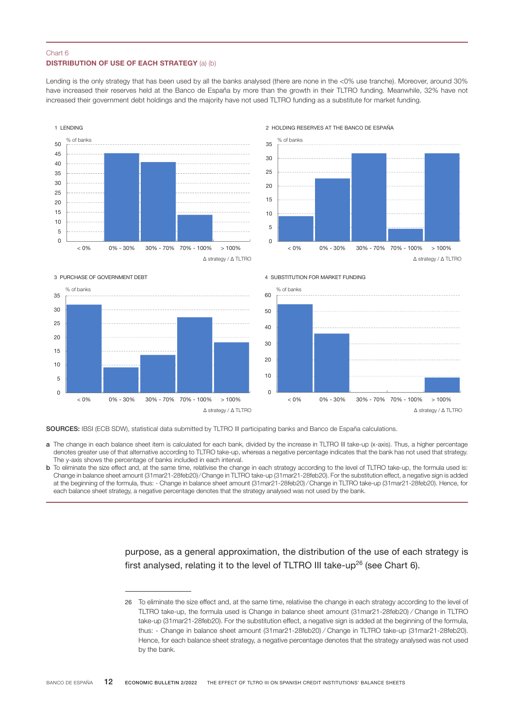Chart 6
**DISTRIBUTION OF USE OF EACH STRATEGY** (a) (b)

Lending is the only strategy that has been used by all the banks analysed (there are none in the <0% use tranche). Moreover, around 30% have increased their reserves held at the Banco de España by more than the growth in their TLTRO funding. Meanwhile, 32% have not increased their government debt holdings and the majority have not used TLTRO funding as a substitute for market funding.

1 LENDING

2 HOLDING RESERVES AT THE BANCO DE ESPAÑA

3 PURCHASE OF GOVERNMENT DEBT

4 SUBSTITUTION FOR MARKET FUNDING

**SOURCES:** IBSI (ECB SDW), statistical data submitted by TLTRO III participating banks and Banco de España calculations.

**a** The change in each balance sheet item is calculated for each bank, divided by the increase in TLTRO III take-up (x-axis). Thus, a higher percentage denotes greater use of that alternative according to TLTRO take-up, whereas a negative percentage indicates that the bank has not used that strategy. The y-axis shows the percentage of banks included in each interval.

**b** To eliminate the size effect and, at the same time, relativise the change in each strategy according to the level of TLTRO take-up, the formula used is: Change in balance sheet amount (31mar21-28feb20) / Change in TLTRO take-up (31mar21-28feb20). For the substitution effect, a negative sign is added at the beginning of the formula, thus: - Change in balance sheet amount (31mar21-28feb20) / Change in TLTRO take-up (31mar21-28feb20). Hence, for each balance sheet strategy, a negative percentage denotes that the strategy analysed was not used by the bank.

purpose, as a general approximation, the distribution of the use of each strategy is first analysed, relating it to the level of TLTRO III take-up[26] (see Chart 6).

26 To eliminate the size effect and, at the same time, relativise the change in each strategy according to the level of TLTRO take-up, the formula used is Change in balance sheet amount (31mar21-28feb20) / Change in TLTRO take-up (31mar21-28feb20). For the substitution effect, a negative sign is added at the beginning of the formula, thus: - Change in balance sheet amount (31mar21-28feb20) / Change in TLTRO take-up (31mar21-28feb20). Hence, for each balance sheet strategy, a negative percentage denotes that the strategy analysed was not used by the bank.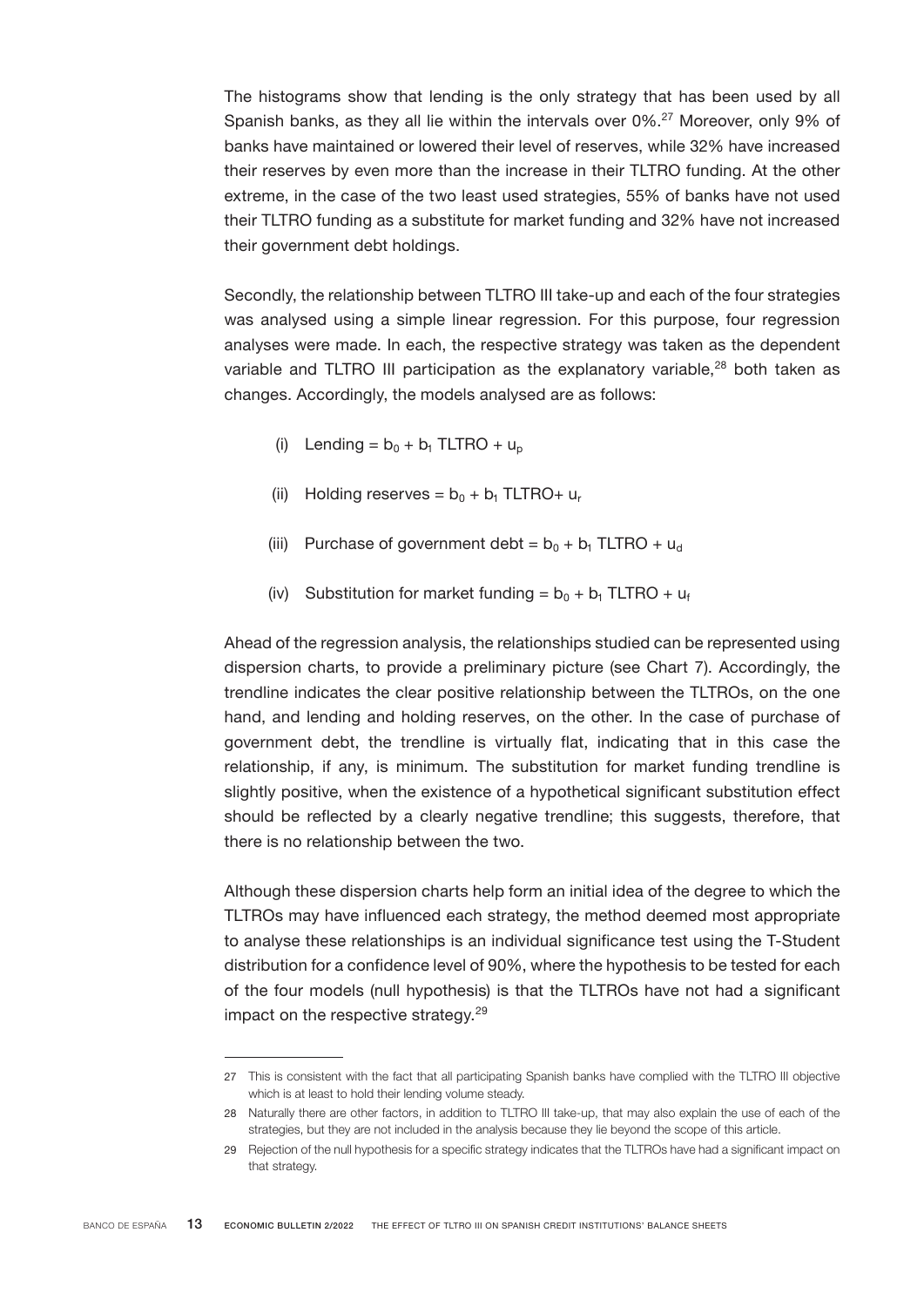The histograms show that lending is the only strategy that has been used by all Spanish banks, as they all lie within the intervals over 0%.[27] Moreover, only 9% of banks have maintained or lowered their level of reserves, while 32% have increased their reserves by even more than the increase in their TLTRO funding. At the other extreme, in the case of the two least used strategies, 55% of banks have not used their TLTRO funding as a substitute for market funding and 32% have not increased their government debt holdings.

Secondly, the relationship between TLTRO III take-up and each of the four strategies was analysed using a simple linear regression. For this purpose, four regression analyses were made. In each, the respective strategy was taken as the dependent variable and TLTRO III participation as the explanatory variable,[28] both taken as changes. Accordingly, the models analysed are as follows:

(i) $\text{Lending} = b_0 + b_1\,\text{TLTRO} + u_p$

(ii) $\text{Holding reserves} = b_0 + b_1\,\text{TLTRO} + u_r$

(iii) $\text{Purchase of government debt} = b_0 + b_1\,\text{TLTRO} + u_d$

(iv) $\text{Substitution for market funding} = b_0 + b_1\,\text{TLTRO} + u_f$

Ahead of the regression analysis, the relationships studied can be represented using dispersion charts, to provide a preliminary picture (see Chart 7). Accordingly, the trendline indicates the clear positive relationship between the TLTROs, on the one hand, and lending and holding reserves, on the other. In the case of purchase of government debt, the trendline is virtually flat, indicating that in this case the relationship, if any, is minimum. The substitution for market funding trendline is slightly positive, when the existence of a hypothetical significant substitution effect should be reflected by a clearly negative trendline; this suggests, therefore, that there is no relationship between the two.

Although these dispersion charts help form an initial idea of the degree to which the TLTROs may have influenced each strategy, the method deemed most appropriate to analyse these relationships is an individual significance test using the T-Student distribution for a confidence level of 90%, where the hypothesis to be tested for each of the four models (null hypothesis) is that the TLTROs have not had a significant impact on the respective strategy.[29]

---

[27] This is consistent with the fact that all participating Spanish banks have complied with the TLTRO III objective which is at least to hold their lending volume steady.

[28] Naturally there are other factors, in addition to TLTRO III take-up, that may also explain the use of each of the strategies, but they are not included in the analysis because they lie beyond the scope of this article.

[29] Rejection of the null hypothesis for a specific strategy indicates that the TLTROs have had a significant impact on that strategy.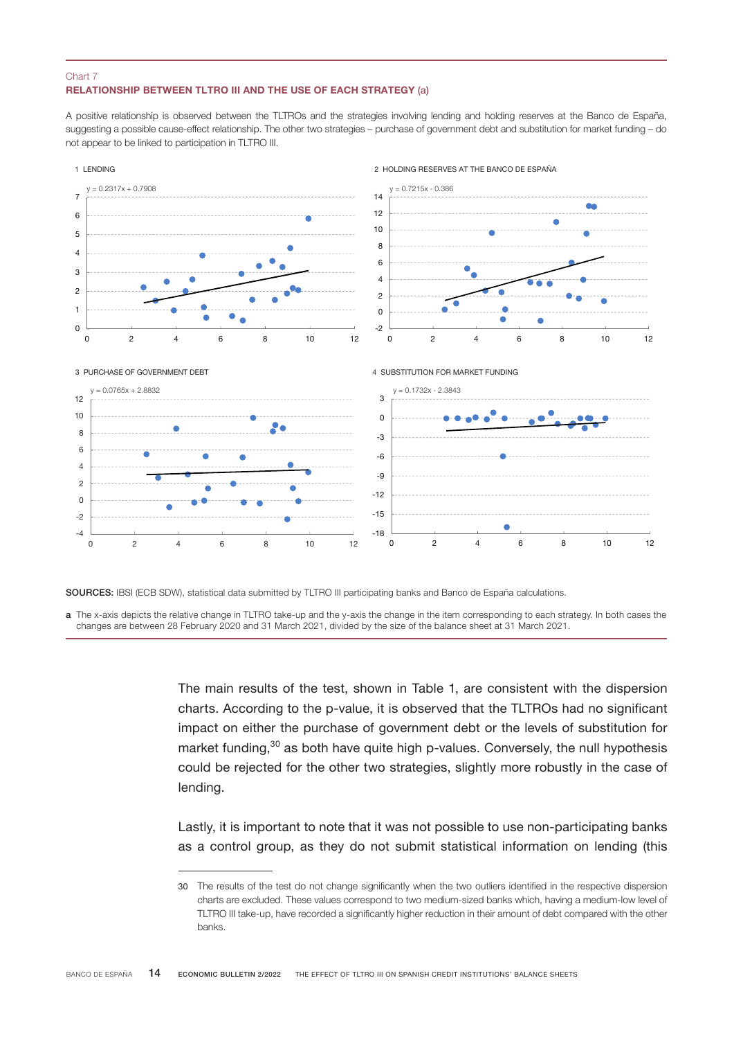Chart 7
**RELATIONSHIP BETWEEN TLTRO III AND THE USE OF EACH STRATEGY (a)**

A positive relationship is observed between the TLTROs and the strategies involving lending and holding reserves at the Banco de España, suggesting a possible cause-effect relationship. The other two strategies – purchase of government debt and substitution for market funding – do not appear to be linked to participation in TLTRO III.

1 LENDING

$y = 0.2317x + 0.7908$

2 HOLDING RESERVES AT THE BANCO DE ESPAÑA

$y = 0.7215x - 0.386$

3 PURCHASE OF GOVERNMENT DEBT

$y = 0.0765x + 2.8832$

4 SUBSTITUTION FOR MARKET FUNDING

$y = 0.1732x - 2.3843$

**SOURCES:** IBSI (ECB SDW), statistical data submitted by TLTRO III participating banks and Banco de España calculations.

**a** The x-axis depicts the relative change in TLTRO take-up and the y-axis the change in the item corresponding to each strategy. In both cases the changes are between 28 February 2020 and 31 March 2021, divided by the size of the balance sheet at 31 March 2021.

The main results of the test, shown in Table 1, are consistent with the dispersion charts. According to the p-value, it is observed that the TLTROs had no significant impact on either the purchase of government debt or the levels of substitution for market funding,[30] as both have quite high p-values. Conversely, the null hypothesis could be rejected for the other two strategies, slightly more robustly in the case of lending.

Lastly, it is important to note that it was not possible to use non-participating banks as a control group, as they do not submit statistical information on lending (this

30 The results of the test do not change significantly when the two outliers identified in the respective dispersion charts are excluded. These values correspond to two medium-sized banks which, having a medium-low level of TLTRO III take-up, have recorded a significantly higher reduction in their amount of debt compared with the other banks.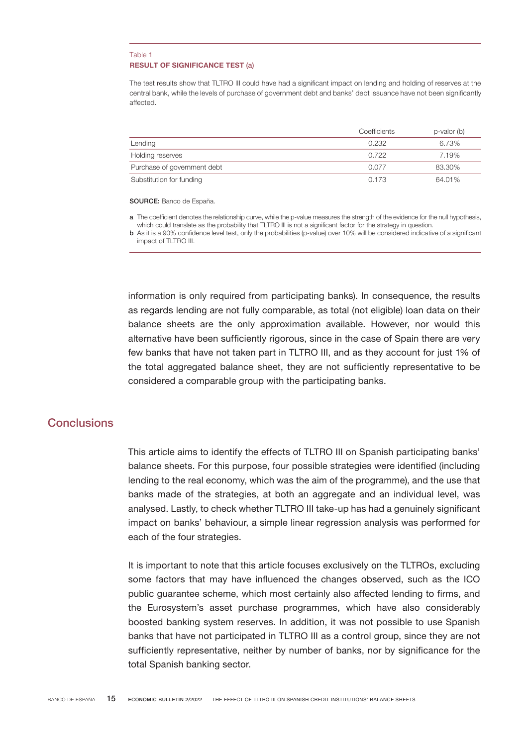Table 1
**RESULT OF SIGNIFICANCE TEST (a)**

The test results show that TLTRO III could have had a significant impact on lending and holding of reserves at the central bank, while the levels of purchase of government debt and banks' debt issuance have not been significantly affected.

| | Coefficients | p-valor (b) |
|---|---|---|
| Lending | 0.232 | 6.73% |
| Holding reserves | 0.722 | 7.19% |
| Purchase of government debt | 0.077 | 83.30% |
| Substitution for funding | 0.173 | 64.01% |

**SOURCE:** Banco de España.

**a** The coefficient denotes the relationship curve, while the p-value measures the strength of the evidence for the null hypothesis, which could translate as the probability that TLTRO III is not a significant factor for the strategy in question.

**b** As it is a 90% confidence level test, only the probabilities (p-value) over 10% will be considered indicative of a significant impact of TLTRO III.

information is only required from participating banks). In consequence, the results as regards lending are not fully comparable, as total (not eligible) loan data on their balance sheets are the only approximation available. However, nor would this alternative have been sufficiently rigorous, since in the case of Spain there are very few banks that have not taken part in TLTRO III, and as they account for just 1% of the total aggregated balance sheet, they are not sufficiently representative to be considered a comparable group with the participating banks.

## Conclusions

This article aims to identify the effects of TLTRO III on Spanish participating banks' balance sheets. For this purpose, four possible strategies were identified (including lending to the real economy, which was the aim of the programme), and the use that banks made of the strategies, at both an aggregate and an individual level, was analysed. Lastly, to check whether TLTRO III take-up has had a genuinely significant impact on banks' behaviour, a simple linear regression analysis was performed for each of the four strategies.

It is important to note that this article focuses exclusively on the TLTROs, excluding some factors that may have influenced the changes observed, such as the ICO public guarantee scheme, which most certainly also affected lending to firms, and the Eurosystem's asset purchase programmes, which have also considerably boosted banking system reserves. In addition, it was not possible to use Spanish banks that have not participated in TLTRO III as a control group, since they are not sufficiently representative, neither by number of banks, nor by significance for the total Spanish banking sector.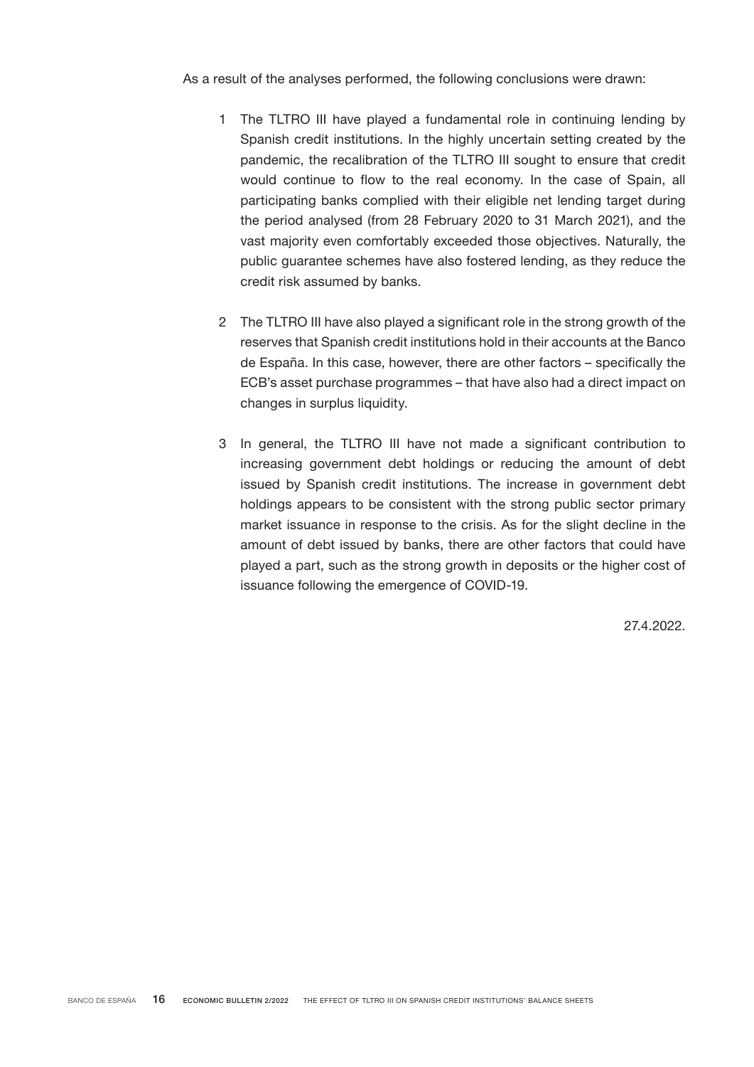As a result of the analyses performed, the following conclusions were drawn:

1. The TLTRO III have played a fundamental role in continuing lending by Spanish credit institutions. In the highly uncertain setting created by the pandemic, the recalibration of the TLTRO III sought to ensure that credit would continue to flow to the real economy. In the case of Spain, all participating banks complied with their eligible net lending target during the period analysed (from 28 February 2020 to 31 March 2021), and the vast majority even comfortably exceeded those objectives. Naturally, the public guarantee schemes have also fostered lending, as they reduce the credit risk assumed by banks.

2. The TLTRO III have also played a significant role in the strong growth of the reserves that Spanish credit institutions hold in their accounts at the Banco de España. In this case, however, there are other factors – specifically the ECB's asset purchase programmes – that have also had a direct impact on changes in surplus liquidity.

3. In general, the TLTRO III have not made a significant contribution to increasing government debt holdings or reducing the amount of debt issued by Spanish credit institutions. The increase in government debt holdings appears to be consistent with the strong public sector primary market issuance in response to the crisis. As for the slight decline in the amount of debt issued by banks, there are other factors that could have played a part, such as the strong growth in deposits or the higher cost of issuance following the emergence of COVID-19.

27.4.2022.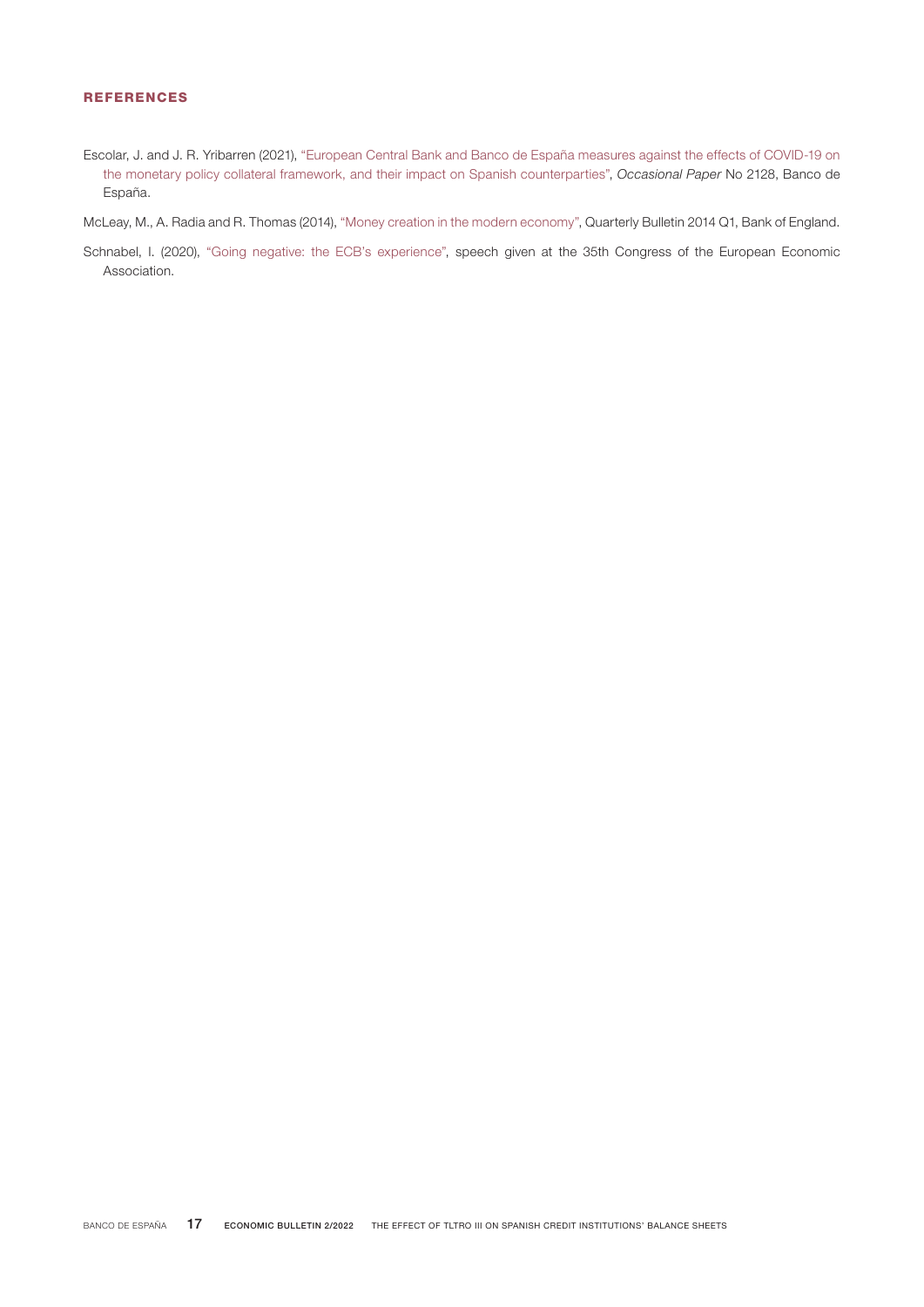## REFERENCES

Escolar, J. and J. R. Yribarren (2021), "European Central Bank and Banco de España measures against the effects of COVID-19 on the monetary policy collateral framework, and their impact on Spanish counterparties", *Occasional Paper* No 2128, Banco de España.

McLeay, M., A. Radia and R. Thomas (2014), "Money creation in the modern economy", Quarterly Bulletin 2014 Q1, Bank of England.

Schnabel, I. (2020), "Going negative: the ECB's experience", speech given at the 35th Congress of the European Economic Association.